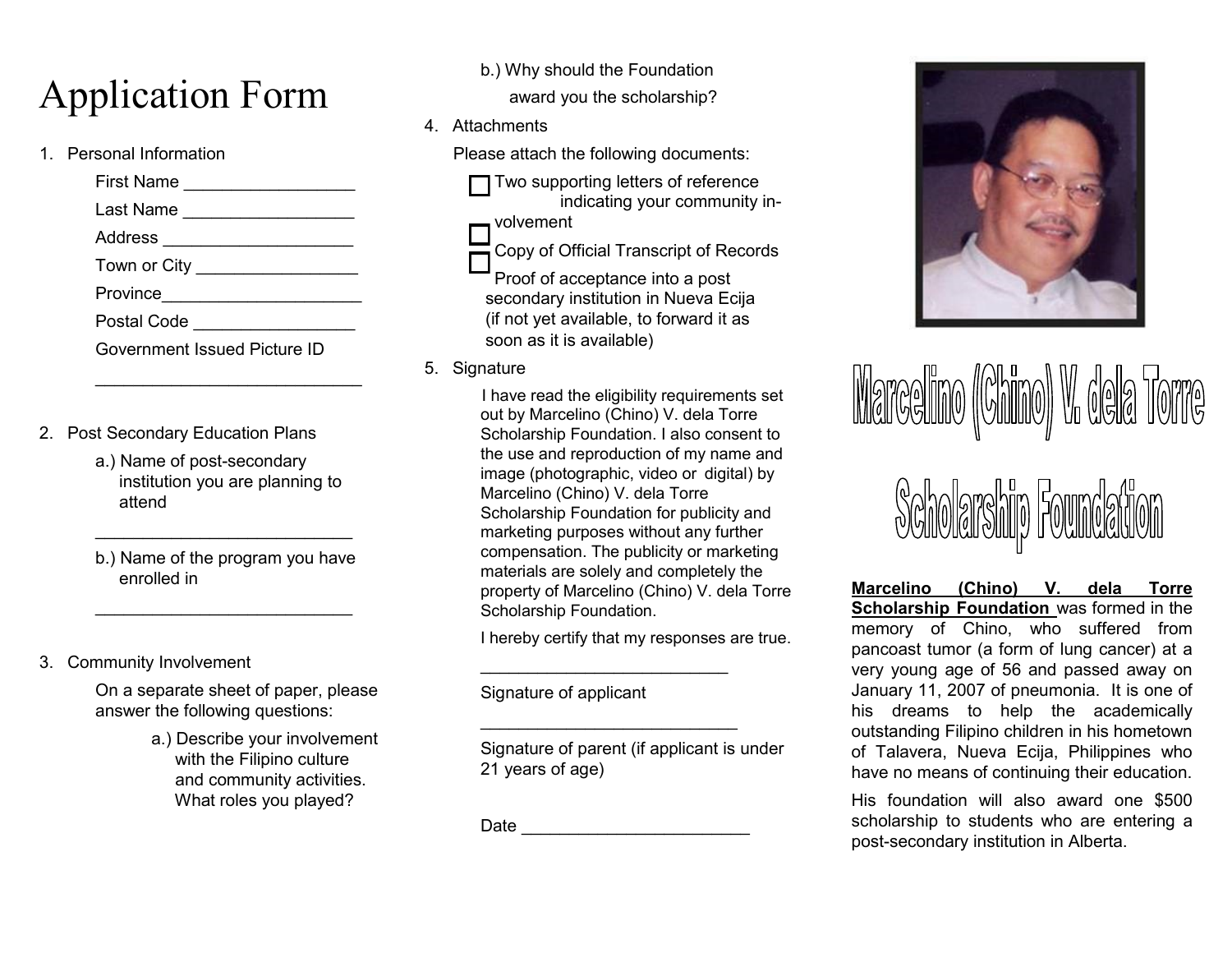# Application Form

1. Personal Information

   First Name _________________

   Last Name _________________

   Address ___________________

   Town or City ________________

   Province____________________

   Postal Code ________________

   Government Issued Picture ID

   ___________________________

2. Post Secondary Education Plans

   a.) Name of post-secondary institution you are planning to attend

   ___________________________

   b.) Name of the program you have enrolled in

   ___________________________

3. Community Involvement

   On a separate sheet of paper, please answer the following questions:

   a.) Describe your involvement with the Filipino culture and community activities. What roles you played?

   b.) Why should the Foundation award you the scholarship?

4. Attachments

   Please attach the following documents:

   - [ ] Two supporting letters of reference indicating your community involvement
   - [ ] Copy of Official Transcript of Records
   - [ ] Proof of acceptance into a post secondary institution in Nueva Ecija (if not yet available, to forward it as soon as it is available)

5. Signature

   I have read the eligibility requirements set out by Marcelino (Chino) V. dela Torre Scholarship Foundation. I also consent to the use and reproduction of my name and image (photographic, video or digital) by Marcelino (Chino) V. dela Torre Scholarship Foundation for publicity and marketing purposes without any further compensation. The publicity or marketing materials are solely and completely the property of Marcelino (Chino) V. dela Torre Scholarship Foundation.

   I hereby certify that my responses are true.

   ___________________________

   Signature of applicant

   ___________________________

   Signature of parent (if applicant is under 21 years of age)

   Date ________________________

# Marcelino (Chino) V. dela Torre Scholarship Foundation

**Marcelino (Chino) V. dela Torre Scholarship Foundation** was formed in the memory of Chino, who suffered from pancoast tumor (a form of lung cancer) at a very young age of 56 and passed away on January 11, 2007 of pneumonia. It is one of his dreams to help the academically outstanding Filipino children in his hometown of Talavera, Nueva Ecija, Philippines who have no means of continuing their education.

His foundation will also award one $500 scholarship to students who are entering a post-secondary institution in Alberta.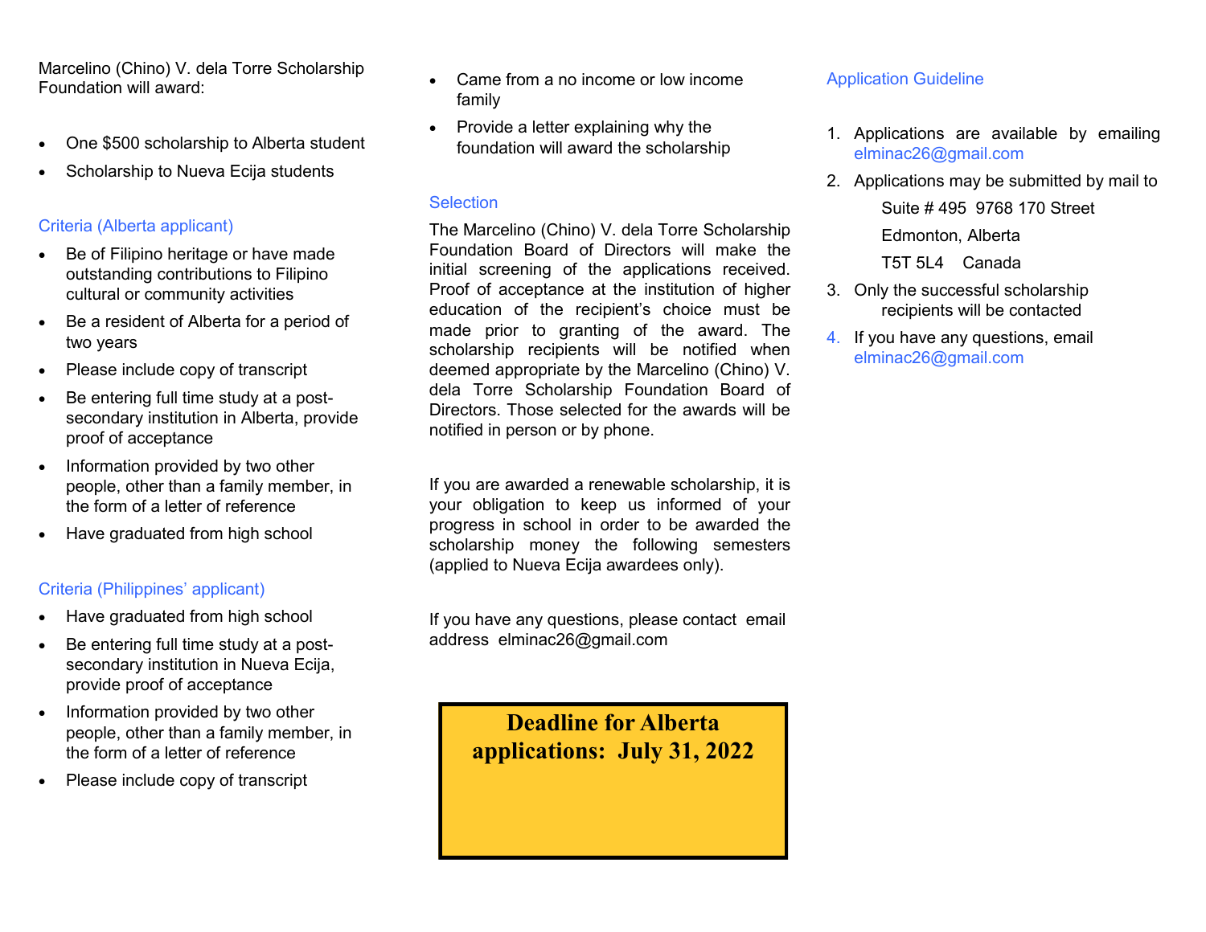Marcelino (Chino) V. dela Torre Scholarship Foundation will award:

- One $500 scholarship to Alberta student
- Scholarship to Nueva Ecija students

## Criteria (Alberta applicant)

- Be of Filipino heritage or have made outstanding contributions to Filipino cultural or community activities
- Be a resident of Alberta for a period of two years
- Please include copy of transcript
- Be entering full time study at a post-secondary institution in Alberta, provide proof of acceptance
- Information provided by two other people, other than a family member, in the form of a letter of reference
- Have graduated from high school

## Criteria (Philippines' applicant)

- Have graduated from high school
- Be entering full time study at a post-secondary institution in Nueva Ecija, provide proof of acceptance
- Information provided by two other people, other than a family member, in the form of a letter of reference
- Please include copy of transcript
- Came from a no income or low income family
- Provide a letter explaining why the foundation will award the scholarship

## Selection

The Marcelino (Chino) V. dela Torre Scholarship Foundation Board of Directors will make the initial screening of the applications received. Proof of acceptance at the institution of higher education of the recipient's choice must be made prior to granting of the award. The scholarship recipients will be notified when deemed appropriate by the Marcelino (Chino) V. dela Torre Scholarship Foundation Board of Directors. Those selected for the awards will be notified in person or by phone.

If you are awarded a renewable scholarship, it is your obligation to keep us informed of your progress in school in order to be awarded the scholarship money the following semesters (applied to Nueva Ecija awardees only).

If you have any questions, please contact email address elminac26@gmail.com

**Deadline for Alberta applications: July 31, 2022**

## Application Guideline

1. Applications are available by emailing elminac26@gmail.com
2. Applications may be submitted by mail to

   Suite # 495 9768 170 Street

   Edmonton, Alberta

   T5T 5L4 Canada
3. Only the successful scholarship recipients will be contacted
4. If you have any questions, email elminac26@gmail.com